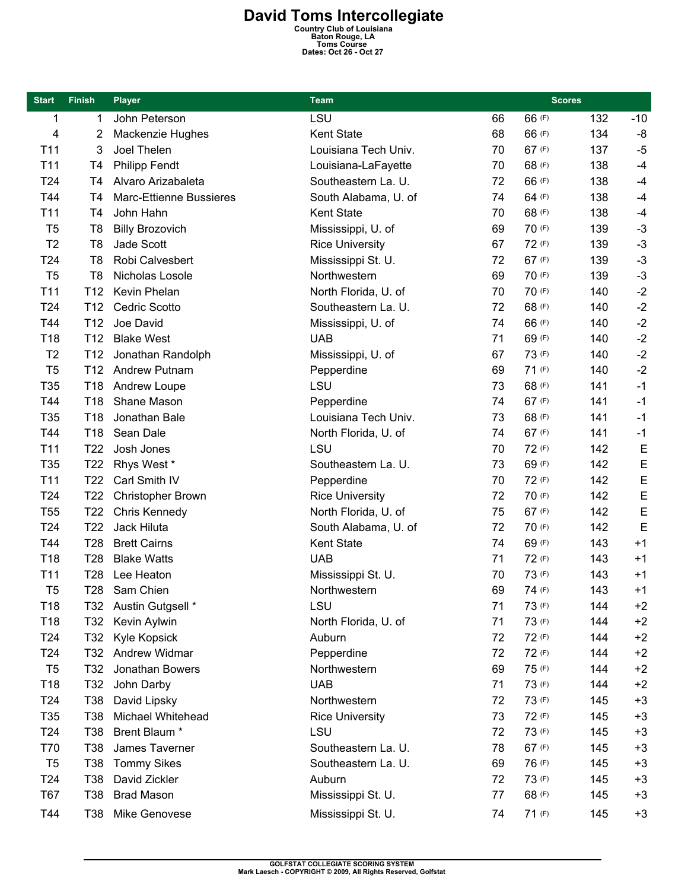# David Toms Intercollegiate

**Country Club of Louisiana**
**Baton Rouge, LA**
**Toms Course**
**Dates: Oct 26 - Oct 27**

| Start | Finish | Player | Team | Scores | | | |
|---|---|---|---|---|---|---|---|
| 1 | 1 | John Peterson | LSU | 66 | 66 (F) | 132 | -10 |
| 4 | 2 | Mackenzie Hughes | Kent State | 68 | 66 (F) | 134 | -8 |
| T11 | 3 | Joel Thelen | Louisiana Tech Univ. | 70 | 67 (F) | 137 | -5 |
| T11 | T4 | Philipp Fendt | Louisiana-LaFayette | 70 | 68 (F) | 138 | -4 |
| T24 | T4 | Alvaro Arizabaleta | Southeastern La. U. | 72 | 66 (F) | 138 | -4 |
| T44 | T4 | Marc-Ettienne Bussieres | South Alabama, U. of | 74 | 64 (F) | 138 | -4 |
| T11 | T4 | John Hahn | Kent State | 70 | 68 (F) | 138 | -4 |
| T5 | T8 | Billy Brozovich | Mississippi, U. of | 69 | 70 (F) | 139 | -3 |
| T2 | T8 | Jade Scott | Rice University | 67 | 72 (F) | 139 | -3 |
| T24 | T8 | Robi Calvesbert | Mississippi St. U. | 72 | 67 (F) | 139 | -3 |
| T5 | T8 | Nicholas Losole | Northwestern | 69 | 70 (F) | 139 | -3 |
| T11 | T12 | Kevin Phelan | North Florida, U. of | 70 | 70 (F) | 140 | -2 |
| T24 | T12 | Cedric Scotto | Southeastern La. U. | 72 | 68 (F) | 140 | -2 |
| T44 | T12 | Joe David | Mississippi, U. of | 74 | 66 (F) | 140 | -2 |
| T18 | T12 | Blake West | UAB | 71 | 69 (F) | 140 | -2 |
| T2 | T12 | Jonathan Randolph | Mississippi, U. of | 67 | 73 (F) | 140 | -2 |
| T5 | T12 | Andrew Putnam | Pepperdine | 69 | 71 (F) | 140 | -2 |
| T35 | T18 | Andrew Loupe | LSU | 73 | 68 (F) | 141 | -1 |
| T44 | T18 | Shane Mason | Pepperdine | 74 | 67 (F) | 141 | -1 |
| T35 | T18 | Jonathan Bale | Louisiana Tech Univ. | 73 | 68 (F) | 141 | -1 |
| T44 | T18 | Sean Dale | North Florida, U. of | 74 | 67 (F) | 141 | -1 |
| T11 | T22 | Josh Jones | LSU | 70 | 72 (F) | 142 | E |
| T35 | T22 | Rhys West * | Southeastern La. U. | 73 | 69 (F) | 142 | E |
| T11 | T22 | Carl Smith IV | Pepperdine | 70 | 72 (F) | 142 | E |
| T24 | T22 | Christopher Brown | Rice University | 72 | 70 (F) | 142 | E |
| T55 | T22 | Chris Kennedy | North Florida, U. of | 75 | 67 (F) | 142 | E |
| T24 | T22 | Jack Hiluta | South Alabama, U. of | 72 | 70 (F) | 142 | E |
| T44 | T28 | Brett Cairns | Kent State | 74 | 69 (F) | 143 | +1 |
| T18 | T28 | Blake Watts | UAB | 71 | 72 (F) | 143 | +1 |
| T11 | T28 | Lee Heaton | Mississippi St. U. | 70 | 73 (F) | 143 | +1 |
| T5 | T28 | Sam Chien | Northwestern | 69 | 74 (F) | 143 | +1 |
| T18 | T32 | Austin Gutgsell * | LSU | 71 | 73 (F) | 144 | +2 |
| T18 | T32 | Kevin Aylwin | North Florida, U. of | 71 | 73 (F) | 144 | +2 |
| T24 | T32 | Kyle Kopsick | Auburn | 72 | 72 (F) | 144 | +2 |
| T24 | T32 | Andrew Widmar | Pepperdine | 72 | 72 (F) | 144 | +2 |
| T5 | T32 | Jonathan Bowers | Northwestern | 69 | 75 (F) | 144 | +2 |
| T18 | T32 | John Darby | UAB | 71 | 73 (F) | 144 | +2 |
| T24 | T38 | David Lipsky | Northwestern | 72 | 73 (F) | 145 | +3 |
| T35 | T38 | Michael Whitehead | Rice University | 73 | 72 (F) | 145 | +3 |
| T24 | T38 | Brent Blaum * | LSU | 72 | 73 (F) | 145 | +3 |
| T70 | T38 | James Taverner | Southeastern La. U. | 78 | 67 (F) | 145 | +3 |
| T5 | T38 | Tommy Sikes | Southeastern La. U. | 69 | 76 (F) | 145 | +3 |
| T24 | T38 | David Zickler | Auburn | 72 | 73 (F) | 145 | +3 |
| T67 | T38 | Brad Mason | Mississippi St. U. | 77 | 68 (F) | 145 | +3 |
| T44 | T38 | Mike Genovese | Mississippi St. U. | 74 | 71 (F) | 145 | +3 |

GOLFSTAT COLLEGIATE SCORING SYSTEM
Mark Laesch - COPYRIGHT © 2009, All Rights Reserved, Golfstat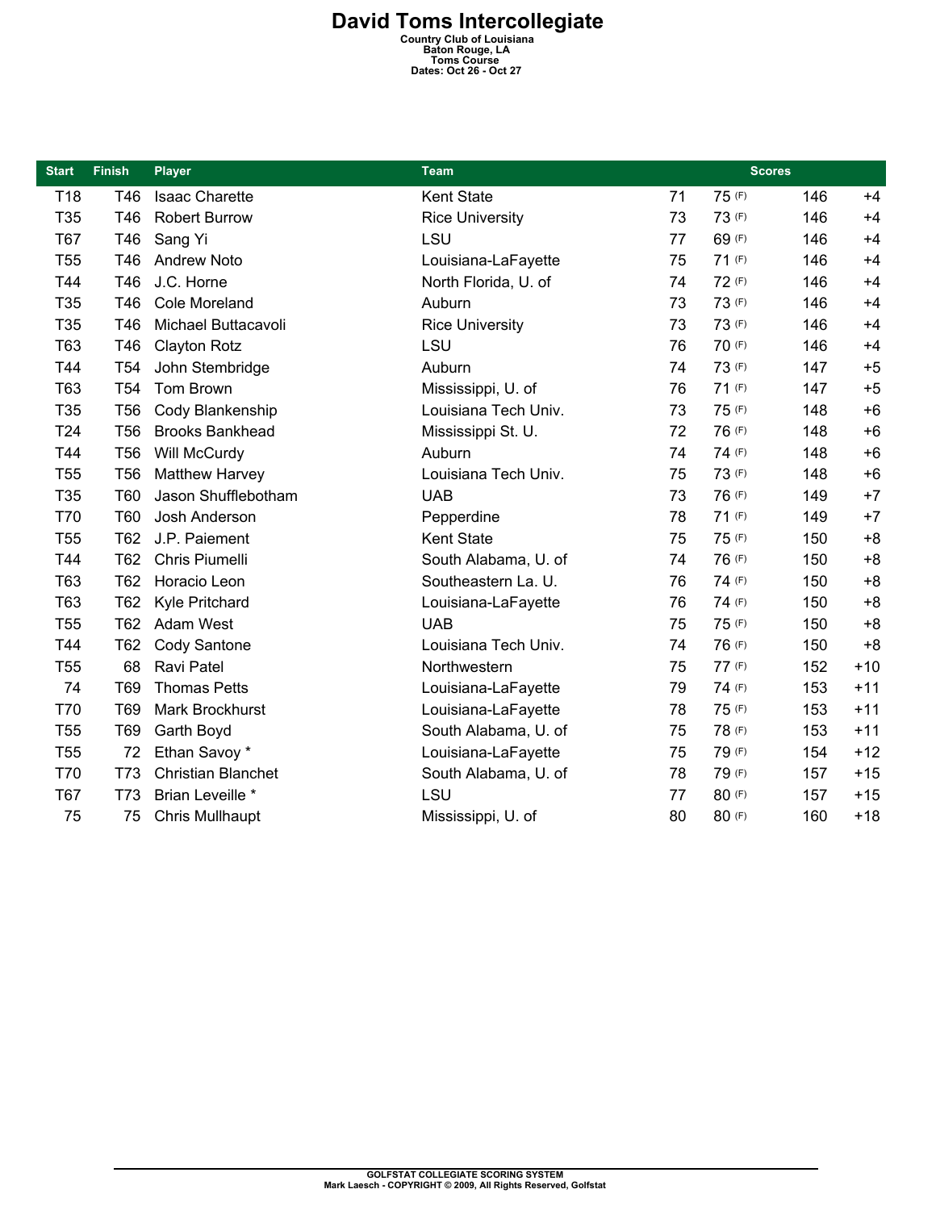# David Toms Intercollegiate

**Country Club of Louisiana**
**Baton Rouge, LA**
**Toms Course**
**Dates: Oct 26 - Oct 27**

| Start | Finish | Player | Team | Scores | | | |
|---|---|---|---|---|---|---|---|
| T18 | T46 | Isaac Charette | Kent State | 71 | 75 (F) | 146 | +4 |
| T35 | T46 | Robert Burrow | Rice University | 73 | 73 (F) | 146 | +4 |
| T67 | T46 | Sang Yi | LSU | 77 | 69 (F) | 146 | +4 |
| T55 | T46 | Andrew Noto | Louisiana-LaFayette | 75 | 71 (F) | 146 | +4 |
| T44 | T46 | J.C. Horne | North Florida, U. of | 74 | 72 (F) | 146 | +4 |
| T35 | T46 | Cole Moreland | Auburn | 73 | 73 (F) | 146 | +4 |
| T35 | T46 | Michael Buttacavoli | Rice University | 73 | 73 (F) | 146 | +4 |
| T63 | T46 | Clayton Rotz | LSU | 76 | 70 (F) | 146 | +4 |
| T44 | T54 | John Stembridge | Auburn | 74 | 73 (F) | 147 | +5 |
| T63 | T54 | Tom Brown | Mississippi, U. of | 76 | 71 (F) | 147 | +5 |
| T35 | T56 | Cody Blankenship | Louisiana Tech Univ. | 73 | 75 (F) | 148 | +6 |
| T24 | T56 | Brooks Bankhead | Mississippi St. U. | 72 | 76 (F) | 148 | +6 |
| T44 | T56 | Will McCurdy | Auburn | 74 | 74 (F) | 148 | +6 |
| T55 | T56 | Matthew Harvey | Louisiana Tech Univ. | 75 | 73 (F) | 148 | +6 |
| T35 | T60 | Jason Shufflebotham | UAB | 73 | 76 (F) | 149 | +7 |
| T70 | T60 | Josh Anderson | Pepperdine | 78 | 71 (F) | 149 | +7 |
| T55 | T62 | J.P. Paiement | Kent State | 75 | 75 (F) | 150 | +8 |
| T44 | T62 | Chris Piumelli | South Alabama, U. of | 74 | 76 (F) | 150 | +8 |
| T63 | T62 | Horacio Leon | Southeastern La. U. | 76 | 74 (F) | 150 | +8 |
| T63 | T62 | Kyle Pritchard | Louisiana-LaFayette | 76 | 74 (F) | 150 | +8 |
| T55 | T62 | Adam West | UAB | 75 | 75 (F) | 150 | +8 |
| T44 | T62 | Cody Santone | Louisiana Tech Univ. | 74 | 76 (F) | 150 | +8 |
| T55 | 68 | Ravi Patel | Northwestern | 75 | 77 (F) | 152 | +10 |
| 74 | T69 | Thomas Petts | Louisiana-LaFayette | 79 | 74 (F) | 153 | +11 |
| T70 | T69 | Mark Brockhurst | Louisiana-LaFayette | 78 | 75 (F) | 153 | +11 |
| T55 | T69 | Garth Boyd | South Alabama, U. of | 75 | 78 (F) | 153 | +11 |
| T55 | 72 | Ethan Savoy * | Louisiana-LaFayette | 75 | 79 (F) | 154 | +12 |
| T70 | T73 | Christian Blanchet | South Alabama, U. of | 78 | 79 (F) | 157 | +15 |
| T67 | T73 | Brian Leveille * | LSU | 77 | 80 (F) | 157 | +15 |
| 75 | 75 | Chris Mullhaupt | Mississippi, U. of | 80 | 80 (F) | 160 | +18 |

GOLFSTAT COLLEGIATE SCORING SYSTEM
Mark Laesch - COPYRIGHT © 2009, All Rights Reserved, Golfstat